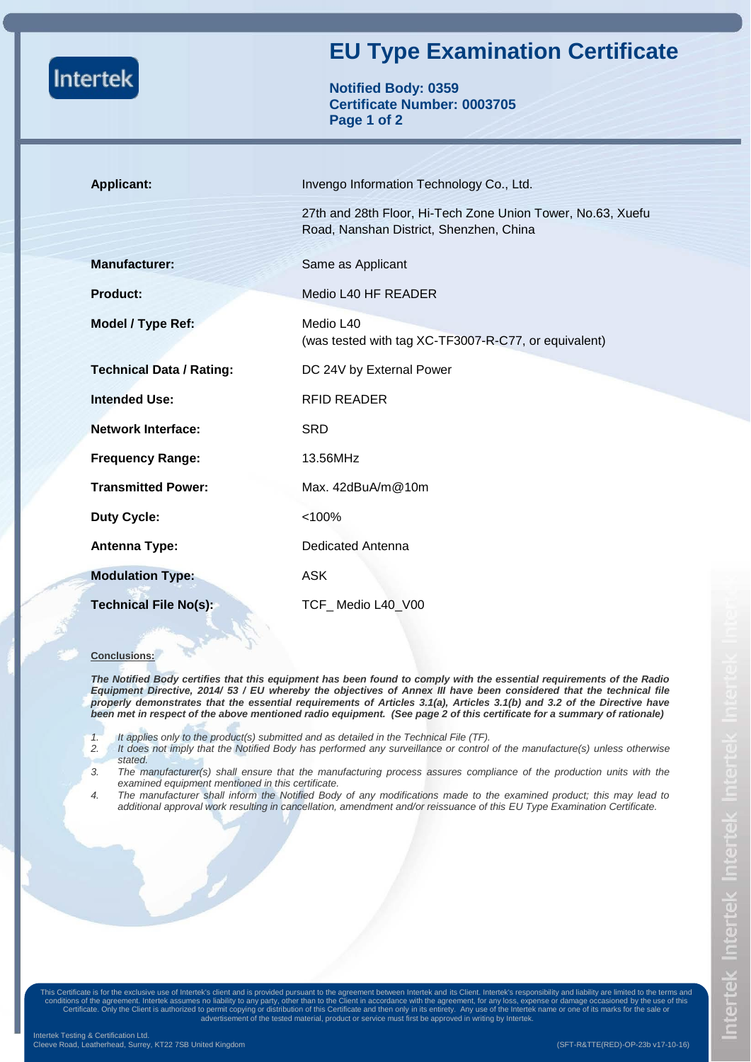Intertek

# EU Type Examination Certificate

**Notified Body: 0359**
**Certificate Number: 0003705**

| | |
|---|---|
| **Applicant:** | Invengo Information Technology Co., Ltd.<br><br>27th and 28th Floor, Hi-Tech Zone Union Tower, No.63, Xuefu Road, Nanshan District, Shenzhen, China |
| **Manufacturer:** | Same as Applicant |
| **Product:** | Medio L40 HF READER |
| **Model / Type Ref:** | Medio L40<br>(was tested with tag XC-TF3007-R-C77, or equivalent) |
| **Technical Data / Rating:** | DC 24V by External Power |
| **Intended Use:** | RFID READER |
| **Network Interface:** | SRD |
| **Frequency Range:** | 13.56MHz |
| **Transmitted Power:** | Max. 42dBuA/m@10m |
| **Duty Cycle:** | <100% |
| **Antenna Type:** | Dedicated Antenna |
| **Modulation Type:** | ASK |
| **Technical File No(s):** | TCF_ Medio L40_V00 |

**Conclusions:**

***The Notified Body certifies that this equipment has been found to comply with the essential requirements of the Radio Equipment Directive, 2014/ 53 / EU whereby the objectives of Annex III have been considered that the technical file properly demonstrates that the essential requirements of Articles 3.1(a), Articles 3.1(b) and 3.2 of the Directive have been met in respect of the above mentioned radio equipment. (See page 2 of this certificate for a summary of rationale)***

1. *It applies only to the product(s) submitted and as detailed in the Technical File (TF).*
2. *It does not imply that the Notified Body has performed any surveillance or control of the manufacture(s) unless otherwise stated.*
3. *The manufacturer(s) shall ensure that the manufacturing process assures compliance of the production units with the examined equipment mentioned in this certificate.*
4. *The manufacturer shall inform the Notified Body of any modifications made to the examined product; this may lead to additional approval work resulting in cancellation, amendment and/or reissuance of this EU Type Examination Certificate.*

This Certificate is for the exclusive use of Intertek's client and is provided pursuant to the agreement between Intertek and its Client. Intertek's responsibility and liability are limited to the terms and conditions of the agreement. Intertek assumes no liability to any party, other than to the Client in accordance with the agreement, for any loss, expense or damage occasioned by the use of this Certificate. Only the Client is authorized to permit copying or distribution of this Certificate and then only in its entirety. Any use of the Intertek name or one of its marks for the sale or advertisement of the tested material, product or service must first be approved in writing by Intertek.

Intertek Testing & Certification Ltd.
Cleeve Road, Leatherhead, Surrey, KT22 7SB United Kingdom

(SFT-R&TTE(RED)-OP-23b v17-10-16)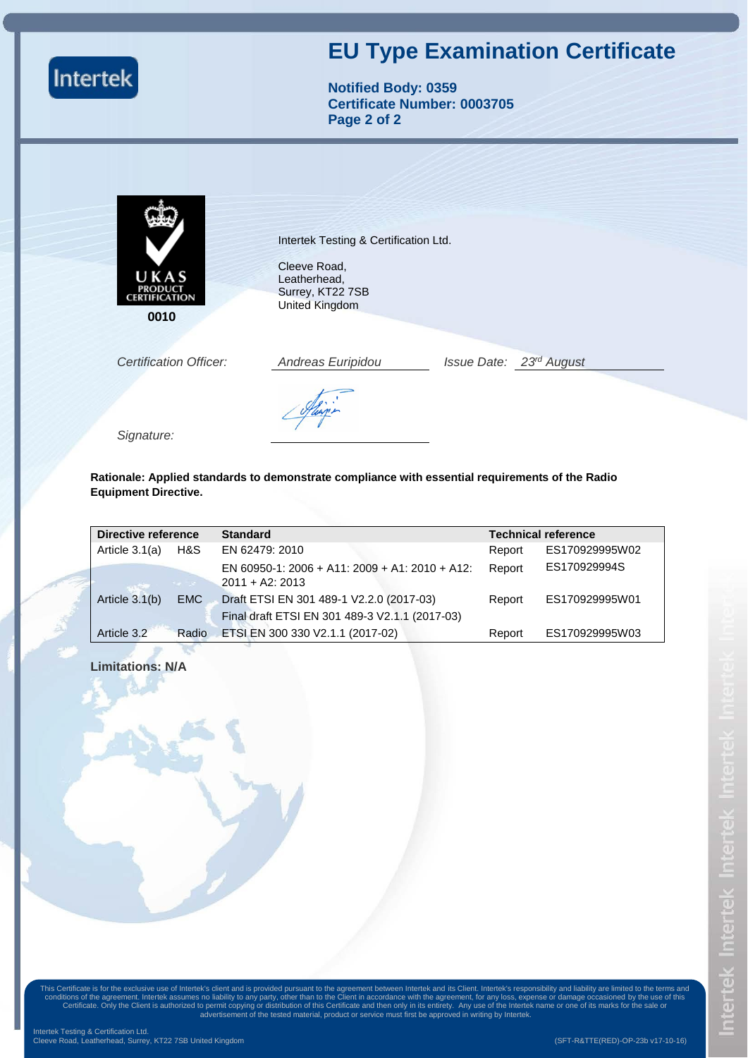# EU Type Examination Certificate

**Notified Body: 0359**
**Certificate Number: 0003705**

UKAS PRODUCT CERTIFICATION
**0010**

Intertek Testing & Certification Ltd.

Cleeve Road,
Leatherhead,
Surrey, KT22 7SB
United Kingdom

*Certification Officer:* *Andreas Euripidou* *Issue Date:* *23rd August*

*Signature:*

**Rationale: Applied standards to demonstrate compliance with essential requirements of the Radio Equipment Directive.**

| Directive reference | | Standard | Technical reference | |
|---|---|---|---|---|
| Article 3.1(a) | H&S | EN 62479: 2010 | Report | ES170929995W02 |
| | | EN 60950-1: 2006 + A11: 2009 + A1: 2010 + A12: 2011 + A2: 2013 | Report | ES170929994S |
| Article 3.1(b) | EMC | Draft ETSI EN 301 489-1 V2.2.0 (2017-03) | Report | ES170929995W01 |
| | | Final draft ETSI EN 301 489-3 V2.1.1 (2017-03) | | |
| Article 3.2 | Radio | ETSI EN 300 330 V2.1.1 (2017-02) | Report | ES170929995W03 |

**Limitations: N/A**

This Certificate is for the exclusive use of Intertek's client and is provided pursuant to the agreement between Intertek and its Client. Intertek's responsibility and liability are limited to the terms and conditions of the agreement. Intertek assumes no liability to any party, other than to the Client in accordance with the agreement, for any loss, expense or damage occasioned by the use of this Certificate. Only the Client is authorized to permit copying or distribution of this Certificate and then only in its entirety. Any use of the Intertek name or one of its marks for the sale or advertisement of the tested material, product or service must first be approved in writing by Intertek.

Intertek Testing & Certification Ltd.
Cleeve Road, Leatherhead, Surrey, KT22 7SB United Kingdom

(SFT-R&TTE(RED)-OP-23b v17-10-16)